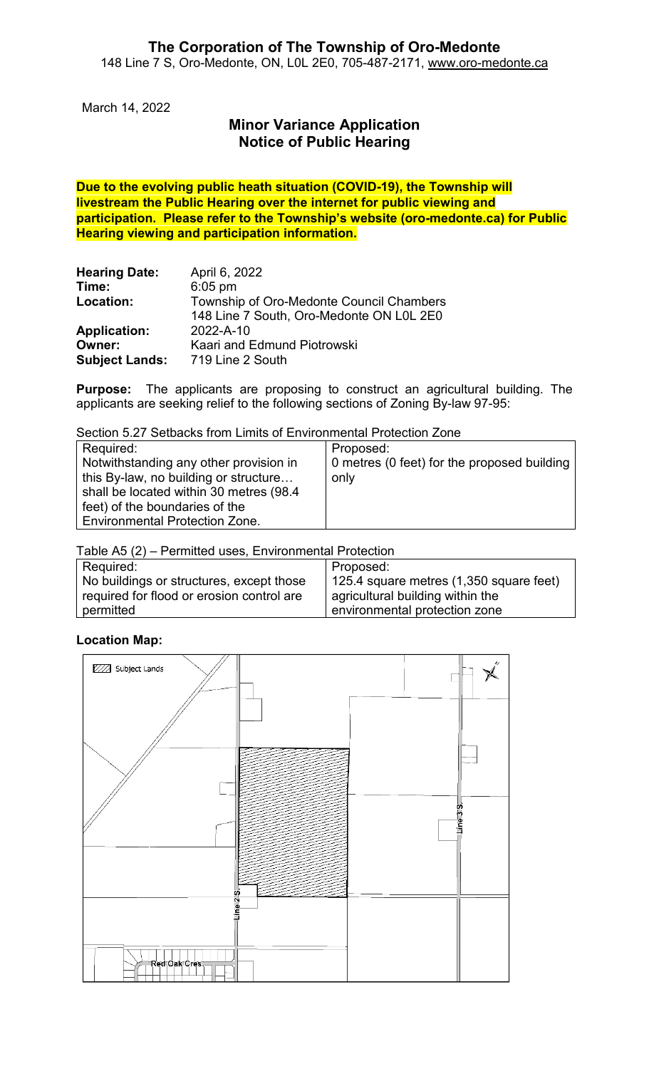# The Corporation of The Township of Oro-Medonte

148 Line 7 S, Oro-Medonte, ON, L0L 2E0, 705-487-2171, www.oro-medonte.ca

March 14, 2022

## Minor Variance Application
## Notice of Public Hearing

**Due to the evolving public heath situation (COVID-19), the Township will livestream the Public Hearing over the internet for public viewing and participation. Please refer to the Township's website (oro-medonte.ca) for Public Hearing viewing and participation information.**

**Hearing Date:** April 6, 2022
**Time:** 6:05 pm
**Location:** Township of Oro-Medonte Council Chambers
148 Line 7 South, Oro-Medonte ON L0L 2E0
**Application:** 2022-A-10
**Owner:** Kaari and Edmund Piotrowski
**Subject Lands:** 719 Line 2 South

**Purpose:** The applicants are proposing to construct an agricultural building. The applicants are seeking relief to the following sections of Zoning By-law 97-95:

Section 5.27 Setbacks from Limits of Environmental Protection Zone

| Required: | Proposed: |
|---|---|
| Notwithstanding any other provision in this By-law, no building or structure… shall be located within 30 metres (98.4 feet) of the boundaries of the Environmental Protection Zone. | 0 metres (0 feet) for the proposed building only |

Table A5 (2) – Permitted uses, Environmental Protection

| Required: | Proposed: |
|---|---|
| No buildings or structures, except those required for flood or erosion control are permitted | 125.4 square metres (1,350 square feet) agricultural building within the environmental protection zone |

**Location Map:**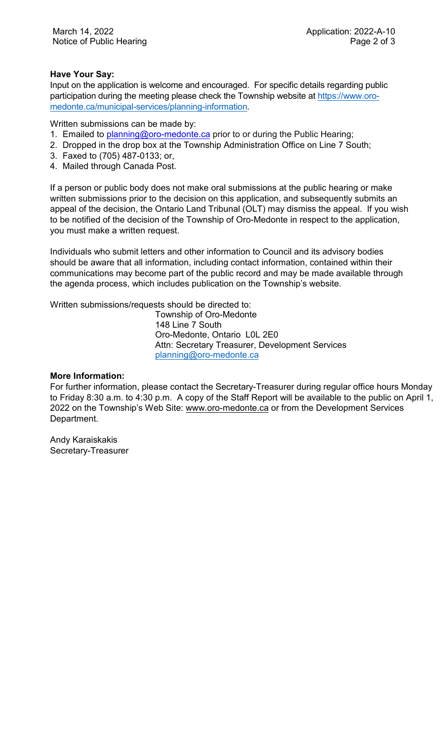**Have Your Say:**

Input on the application is welcome and encouraged. For specific details regarding public participation during the meeting please check the Township website at https://www.oro-medonte.ca/municipal-services/planning-information.

Written submissions can be made by:

1. Emailed to planning@oro-medonte.ca prior to or during the Public Hearing;
2. Dropped in the drop box at the Township Administration Office on Line 7 South;
3. Faxed to (705) 487-0133; or,
4. Mailed through Canada Post.

If a person or public body does not make oral submissions at the public hearing or make written submissions prior to the decision on this application, and subsequently submits an appeal of the decision, the Ontario Land Tribunal (OLT) may dismiss the appeal. If you wish to be notified of the decision of the Township of Oro-Medonte in respect to the application, you must make a written request.

Individuals who submit letters and other information to Council and its advisory bodies should be aware that all information, including contact information, contained within their communications may become part of the public record and may be made available through the agenda process, which includes publication on the Township's website.

Written submissions/requests should be directed to:

Township of Oro-Medonte
148 Line 7 South
Oro-Medonte, Ontario L0L 2E0
Attn: Secretary Treasurer, Development Services
planning@oro-medonte.ca

**More Information:**

For further information, please contact the Secretary-Treasurer during regular office hours Monday to Friday 8:30 a.m. to 4:30 p.m. A copy of the Staff Report will be available to the public on April 1, 2022 on the Township's Web Site: www.oro-medonte.ca or from the Development Services Department.

Andy Karaiskakis
Secretary-Treasurer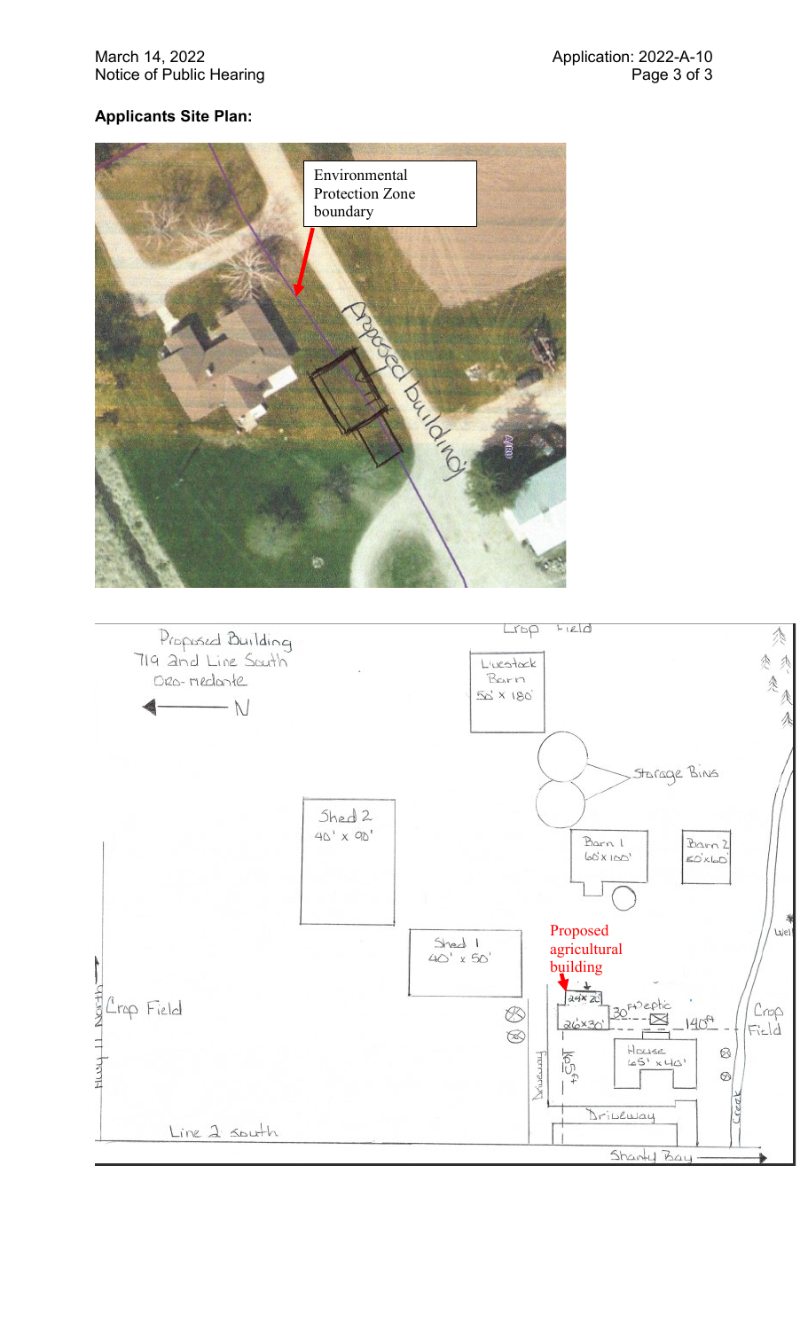**Applicants Site Plan:**

Environmental Protection Zone boundary

Proposed building

Proposed Building
719 2nd Line South
Oro-Medonte

N

Crop Field

Livestock Barn
50' x 180'

Storage Bins

Shed 2
40' x 90'

Barn 1
60' x 100'

Barn 2
60' x 60'

Shed 1
40' x 50'

Proposed agricultural building

24 x 20

26 x 30

30 ft septic

140 ft

House
65' x 40'

165 ft

Driveway

Driveway

Crop Field

Well

Creek

Hwy 11 North

Crop Field

Line 2 South

Shanty Bay